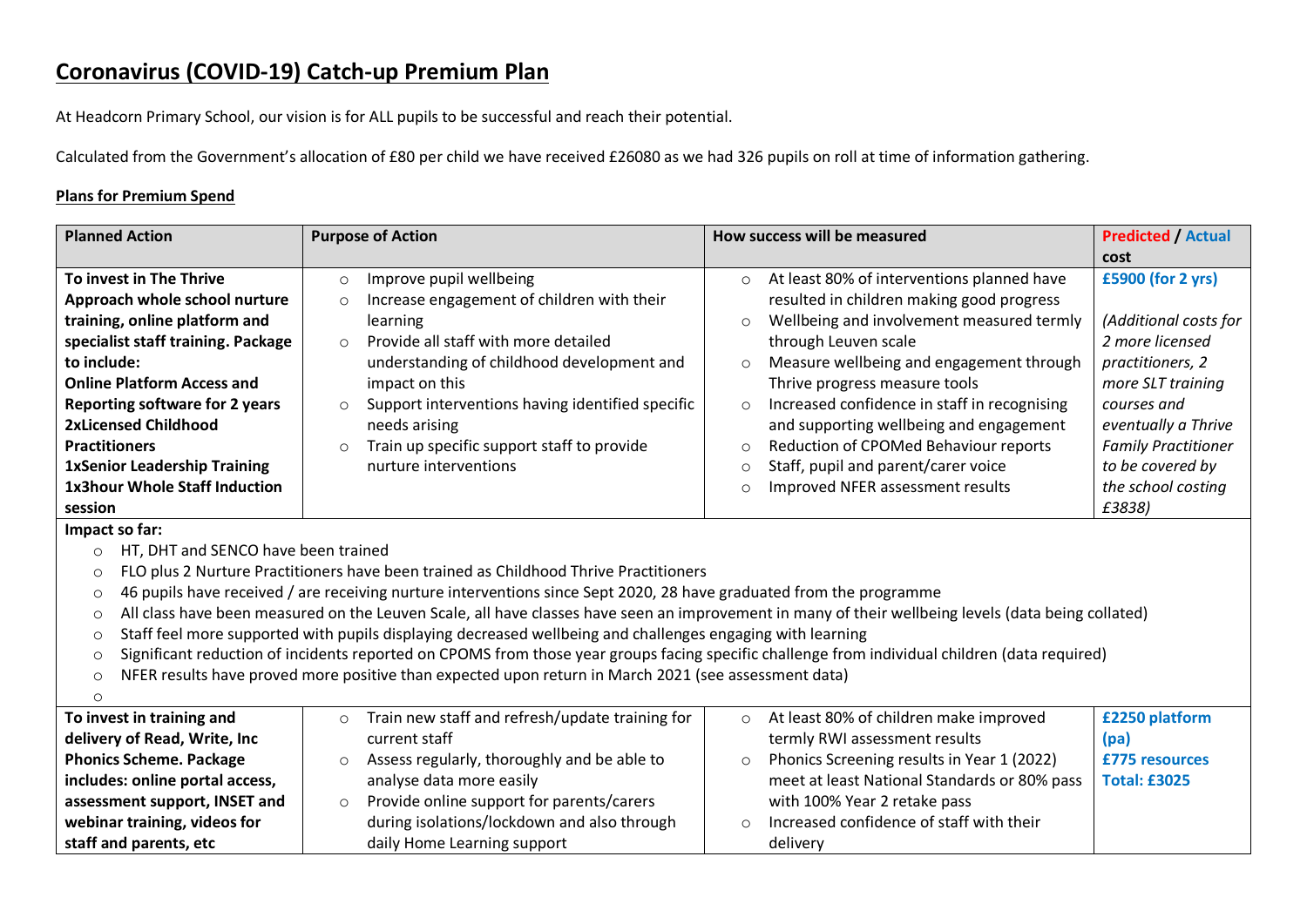# Coronavirus (COVID-19) Catch-up Premium Plan

At Headcorn Primary School, our vision is for ALL pupils to be successful and reach their potential.

Calculated from the Government's allocation of £80 per child we have received £26080 as we had 326 pupils on roll at time of information gathering.

## Plans for Premium Spend

| Planned Action | Purpose of Action | How success will be measured | Predicted / Actual cost |
|---|---|---|---|
| **To invest in The Thrive Approach whole school nurture training, online platform and specialist staff training. Package to include:**<br>**Online Platform Access and Reporting software for 2 years**<br>**2xLicensed Childhood Practitioners**<br>**1xSenior Leadership Training**<br>**1x3hour Whole Staff Induction session** | ○ Improve pupil wellbeing<br>○ Increase engagement of children with their learning<br>○ Provide all staff with more detailed understanding of childhood development and impact on this<br>○ Support interventions having identified specific needs arising<br>○ Train up specific support staff to provide nurture interventions | ○ At least 80% of interventions planned have resulted in children making good progress<br>○ Wellbeing and involvement measured termly through Leuven scale<br>○ Measure wellbeing and engagement through Thrive progress measure tools<br>○ Increased confidence in staff in recognising and supporting wellbeing and engagement<br>○ Reduction of CPOMed Behaviour reports<br>○ Staff, pupil and parent/carer voice<br>○ Improved NFER assessment results | **£5900 (for 2 yrs)**<br><br>*(Additional costs for 2 more licensed practitioners, 2 more SLT training courses and eventually a Thrive Family Practitioner to be covered by the school costing £3838)* |
| **Impact so far:**<br>○ HT, DHT and SENCO have been trained<br>○ FLO plus 2 Nurture Practitioners have been trained as Childhood Thrive Practitioners<br>○ 46 pupils have received / are receiving nurture interventions since Sept 2020, 28 have graduated from the programme<br>○ All class have been measured on the Leuven Scale, all have classes have seen an improvement in many of their wellbeing levels (data being collated)<br>○ Staff feel more supported with pupils displaying decreased wellbeing and challenges engaging with learning<br>○ Significant reduction of incidents reported on CPOMS from those year groups facing specific challenge from individual children (data required)<br>○ NFER results have proved more positive than expected upon return in March 2021 (see assessment data)<br>○ | | | |
| **To invest in training and delivery of Read, Write, Inc Phonics Scheme. Package includes: online portal access, assessment support, INSET and webinar training, videos for staff and parents, etc** | ○ Train new staff and refresh/update training for current staff<br>○ Assess regularly, thoroughly and be able to analyse data more easily<br>○ Provide online support for parents/carers during isolations/lockdown and also through daily Home Learning support | ○ At least 80% of children make improved termly RWI assessment results<br>○ Phonics Screening results in Year 1 (2022) meet at least National Standards or 80% pass with 100% Year 2 retake pass<br>○ Increased confidence of staff with their delivery | **£2250 platform (pa)**<br>**£775 resources**<br>**Total: £3025** |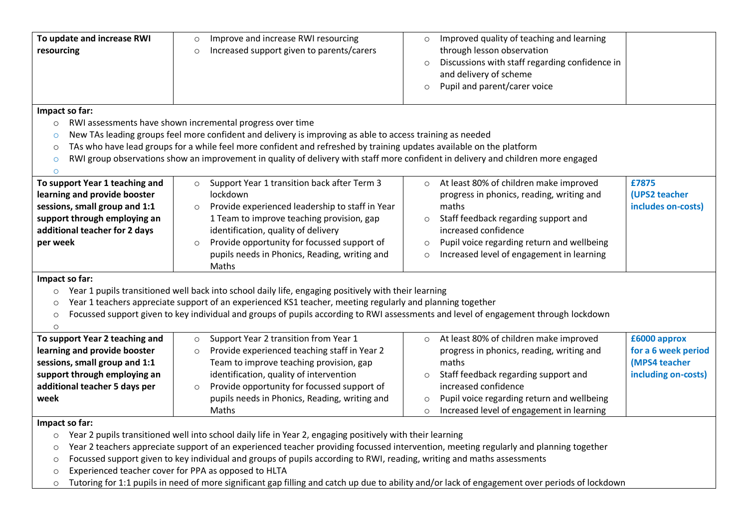| | | | |
|---|---|---|---|
| **To update and increase RWI resourcing** | ○ Improve and increase RWI resourcing<br>○ Increased support given to parents/carers | ○ Improved quality of teaching and learning through lesson observation<br>○ Discussions with staff regarding confidence in and delivery of scheme<br>○ Pupil and parent/carer voice | |
| **Impact so far:**<br>○ RWI assessments have shown incremental progress over time<br>○ New TAs leading groups feel more confident and delivery is improving as able to access training as needed<br>○ TAs who have lead groups for a while feel more confident and refreshed by training updates available on the platform<br>○ RWI group observations show an improvement in quality of delivery with staff more confident in delivery and children more engaged<br>○ | | | |
| **To support Year 1 teaching and learning and provide booster sessions, small group and 1:1 support through employing an additional teacher for 2 days per week** | ○ Support Year 1 transition back after Term 3 lockdown<br>○ Provide experienced leadership to staff in Year 1 Team to improve teaching provision, gap identification, quality of delivery<br>○ Provide opportunity for focussed support of pupils needs in Phonics, Reading, writing and Maths | ○ At least 80% of children make improved progress in phonics, reading, writing and maths<br>○ Staff feedback regarding support and increased confidence<br>○ Pupil voice regarding return and wellbeing<br>○ Increased level of engagement in learning | **£7875 (UPS2 teacher includes on-costs)** |
| **Impact so far:**<br>○ Year 1 pupils transitioned well back into school daily life, engaging positively with their learning<br>○ Year 1 teachers appreciate support of an experienced KS1 teacher, meeting regularly and planning together<br>○ Focussed support given to key individual and groups of pupils according to RWI assessments and level of engagement through lockdown<br>○ | | | |
| **To support Year 2 teaching and learning and provide booster sessions, small group and 1:1 support through employing an additional teacher 5 days per week** | ○ Support Year 2 transition from Year 1<br>○ Provide experienced teaching staff in Year 2 Team to improve teaching provision, gap identification, quality of intervention<br>○ Provide opportunity for focussed support of pupils needs in Phonics, Reading, writing and Maths | ○ At least 80% of children make improved progress in phonics, reading, writing and maths<br>○ Staff feedback regarding support and increased confidence<br>○ Pupil voice regarding return and wellbeing<br>○ Increased level of engagement in learning | **£6000 approx for a 6 week period (MPS4 teacher including on-costs)** |
| **Impact so far:**<br>○ Year 2 pupils transitioned well into school daily life in Year 2, engaging positively with their learning<br>○ Year 2 teachers appreciate support of an experienced teacher providing focussed intervention, meeting regularly and planning together<br>○ Focussed support given to key individual and groups of pupils according to RWI, reading, writing and maths assessments<br>○ Experienced teacher cover for PPA as opposed to HLTA<br>○ Tutoring for 1:1 pupils in need of more significant gap filling and catch up due to ability and/or lack of engagement over periods of lockdown | | | |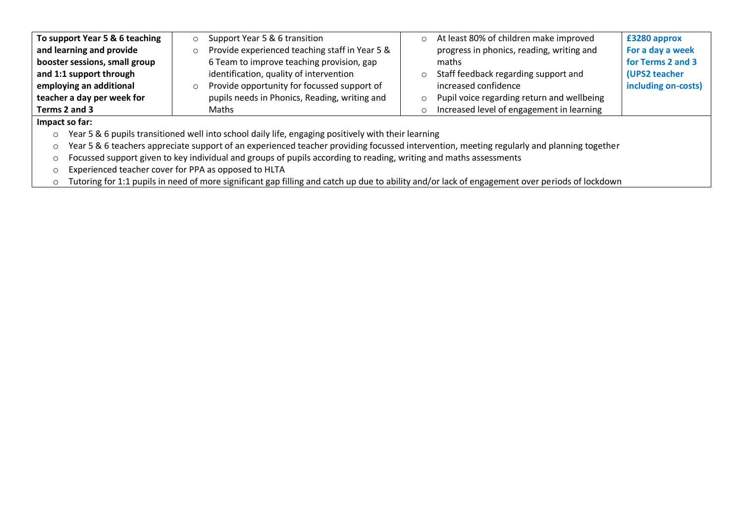| | | | |
|---|---|---|---|
| **To support Year 5 & 6 teaching and learning and provide booster sessions, small group and 1:1 support through employing an additional teacher a day per week for Terms 2 and 3** | ○ Support Year 5 & 6 transition<br>○ Provide experienced teaching staff in Year 5 & 6 Team to improve teaching provision, gap identification, quality of intervention<br>○ Provide opportunity for focussed support of pupils needs in Phonics, Reading, writing and Maths | ○ At least 80% of children make improved progress in phonics, reading, writing and maths<br>○ Staff feedback regarding support and increased confidence<br>○ Pupil voice regarding return and wellbeing<br>○ Increased level of engagement in learning | **£3280 approx For a day a week for Terms 2 and 3 (UPS2 teacher including on-costs)** |

**Impact so far:**

- Year 5 & 6 pupils transitioned well into school daily life, engaging positively with their learning
- Year 5 & 6 teachers appreciate support of an experienced teacher providing focussed intervention, meeting regularly and planning together
- Focussed support given to key individual and groups of pupils according to reading, writing and maths assessments
- Experienced teacher cover for PPA as opposed to HLTA
- Tutoring for 1:1 pupils in need of more significant gap filling and catch up due to ability and/or lack of engagement over periods of lockdown